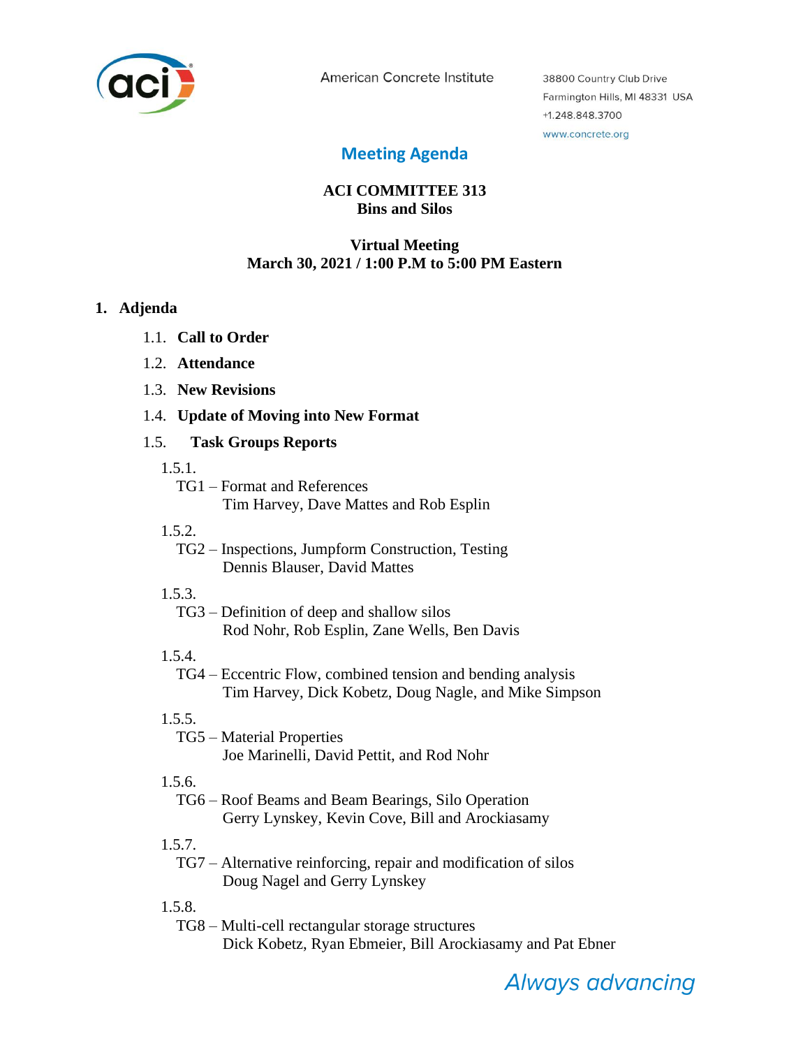American Concrete Institute

38800 Country Club Drive
Farmington Hills, MI 48331 USA
+1.248.848.3700
www.concrete.org

# Meeting Agenda

**ACI COMMITTEE 313**
**Bins and Silos**

**Virtual Meeting**
**March 30, 2021 / 1:00 P.M to 5:00 PM Eastern**

## 1. Adjenda

1.1. **Call to Order**

1.2. **Attendance**

1.3. **New Revisions**

1.4. **Update of Moving into New Format**

1.5. **Task Groups Reports**

1.5.1.
TG1 – Format and References
Tim Harvey, Dave Mattes and Rob Esplin

1.5.2.
TG2 – Inspections, Jumpform Construction, Testing
Dennis Blauser, David Mattes

1.5.3.
TG3 – Definition of deep and shallow silos
Rod Nohr, Rob Esplin, Zane Wells, Ben Davis

1.5.4.
TG4 – Eccentric Flow, combined tension and bending analysis
Tim Harvey, Dick Kobetz, Doug Nagle, and Mike Simpson

1.5.5.
TG5 – Material Properties
Joe Marinelli, David Pettit, and Rod Nohr

1.5.6.
TG6 – Roof Beams and Beam Bearings, Silo Operation
Gerry Lynskey, Kevin Cove, Bill and Arockiasamy

1.5.7.
TG7 – Alternative reinforcing, repair and modification of silos
Doug Nagel and Gerry Lynskey

1.5.8.
TG8 – Multi-cell rectangular storage structures
Dick Kobetz, Ryan Ebmeier, Bill Arockiasamy and Pat Ebner

*Always advancing*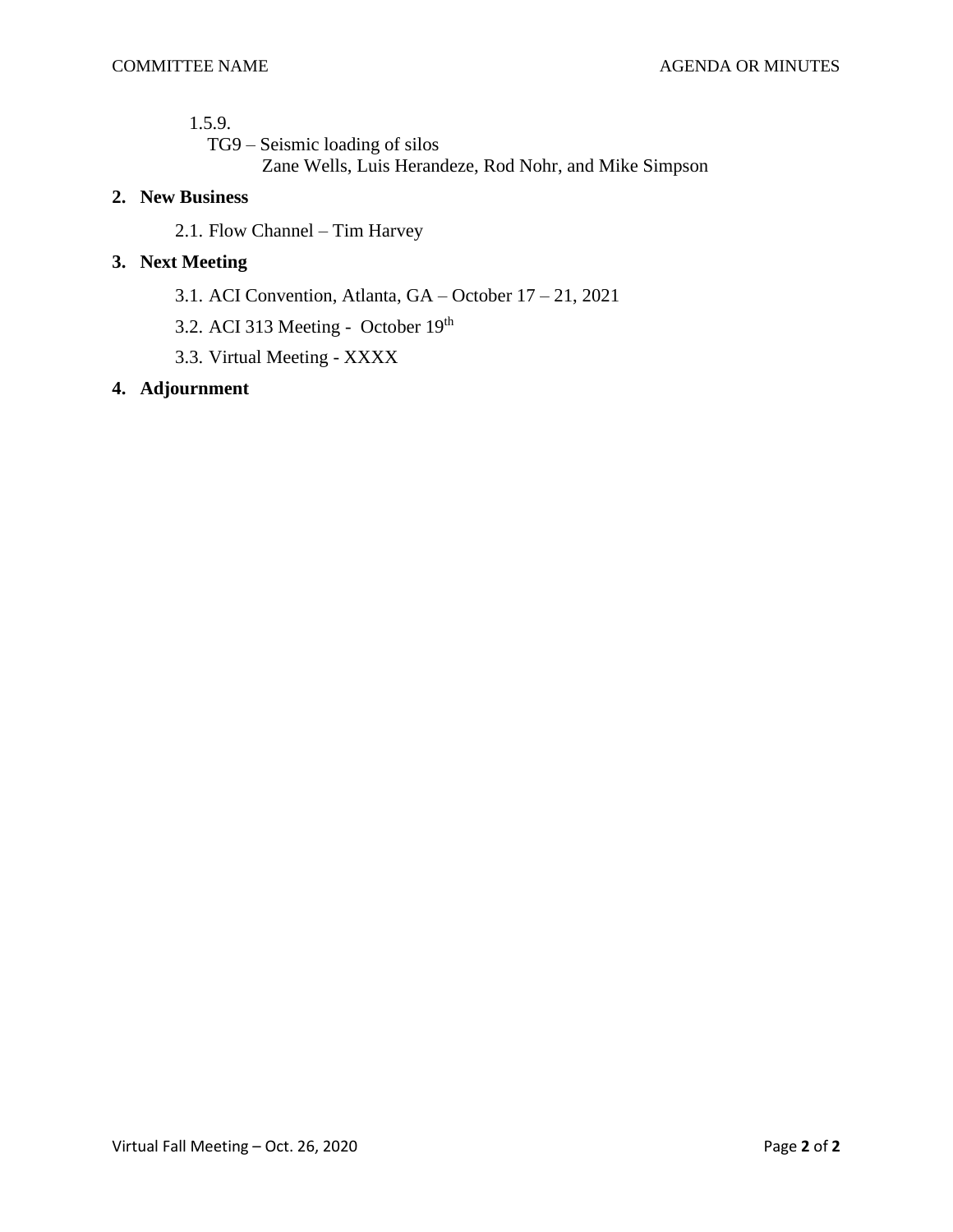1.5.9.
TG9 – Seismic loading of silos
Zane Wells, Luis Herandeze, Rod Nohr, and Mike Simpson

**2. New Business**

2.1. Flow Channel – Tim Harvey

**3. Next Meeting**

3.1. ACI Convention, Atlanta, GA – October 17 – 21, 2021

3.2. ACI 313 Meeting - October 19$^{th}$

3.3. Virtual Meeting - XXXX

**4. Adjournment**